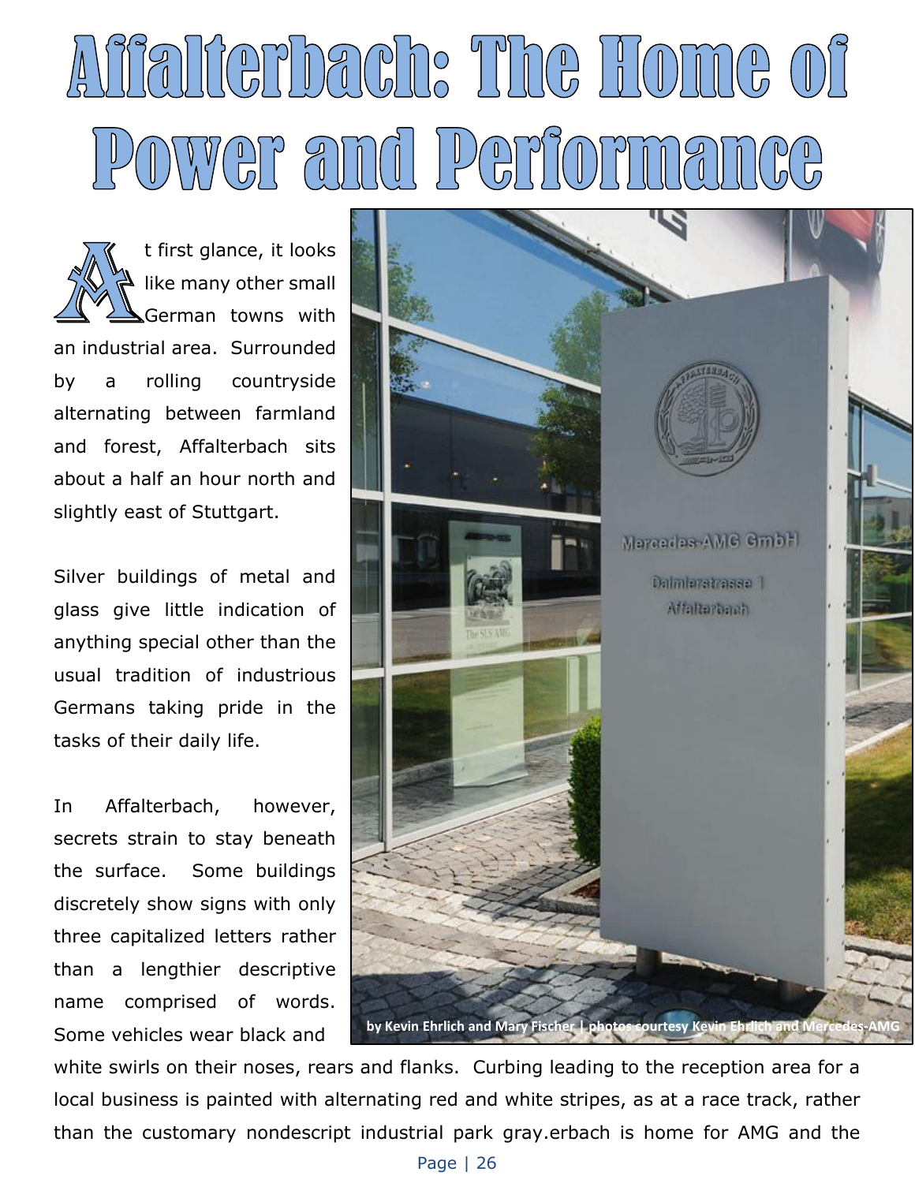# Affalterbach: The Home of Power and Performance

At first glance, it looks like many other small German towns with an industrial area. Surrounded by a rolling countryside alternating between farmland and forest, Affalterbach sits about a half an hour north and slightly east of Stuttgart.

Silver buildings of metal and glass give little indication of anything special other than the usual tradition of industrious Germans taking pride in the tasks of their daily life.

In Affalterbach, however, secrets strain to stay beneath the surface. Some buildings discretely show signs with only three capitalized letters rather than a lengthier descriptive name comprised of words. Some vehicles wear black and white swirls on their noses, rears and flanks. Curbing leading to the reception area for a local business is painted with alternating red and white stripes, as at a race track, rather than the customary nondescript industrial park gray.erbach is home for AMG and the

by Kevin Ehrlich and Mary Fischer | photos courtesy Kevin Ehrlich and Mercedes-AMG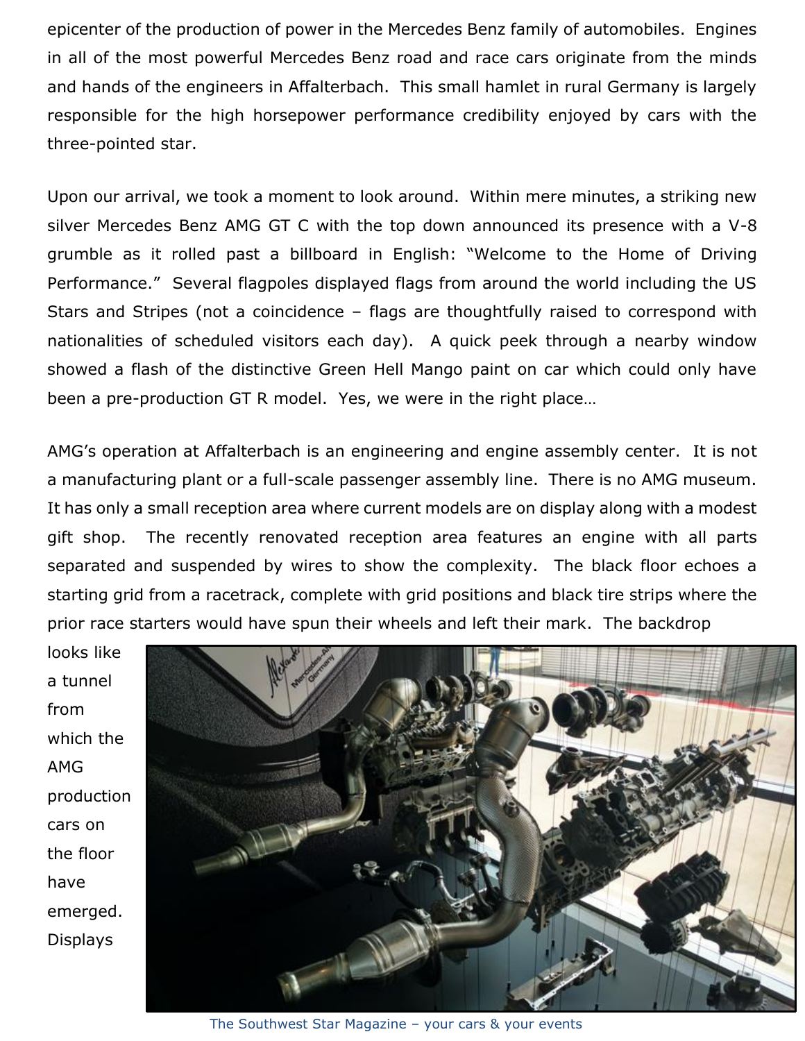epicenter of the production of power in the Mercedes Benz family of automobiles. Engines in all of the most powerful Mercedes Benz road and race cars originate from the minds and hands of the engineers in Affalterbach. This small hamlet in rural Germany is largely responsible for the high horsepower performance credibility enjoyed by cars with the three-pointed star.

Upon our arrival, we took a moment to look around. Within mere minutes, a striking new silver Mercedes Benz AMG GT C with the top down announced its presence with a V-8 grumble as it rolled past a billboard in English: "Welcome to the Home of Driving Performance." Several flagpoles displayed flags from around the world including the US Stars and Stripes (not a coincidence – flags are thoughtfully raised to correspond with nationalities of scheduled visitors each day). A quick peek through a nearby window showed a flash of the distinctive Green Hell Mango paint on car which could only have been a pre-production GT R model. Yes, we were in the right place…

AMG's operation at Affalterbach is an engineering and engine assembly center. It is not a manufacturing plant or a full-scale passenger assembly line. There is no AMG museum. It has only a small reception area where current models are on display along with a modest gift shop. The recently renovated reception area features an engine with all parts separated and suspended by wires to show the complexity. The black floor echoes a starting grid from a racetrack, complete with grid positions and black tire strips where the prior race starters would have spun their wheels and left their mark. The backdrop looks like a tunnel from which the AMG production cars on the floor have emerged. Displays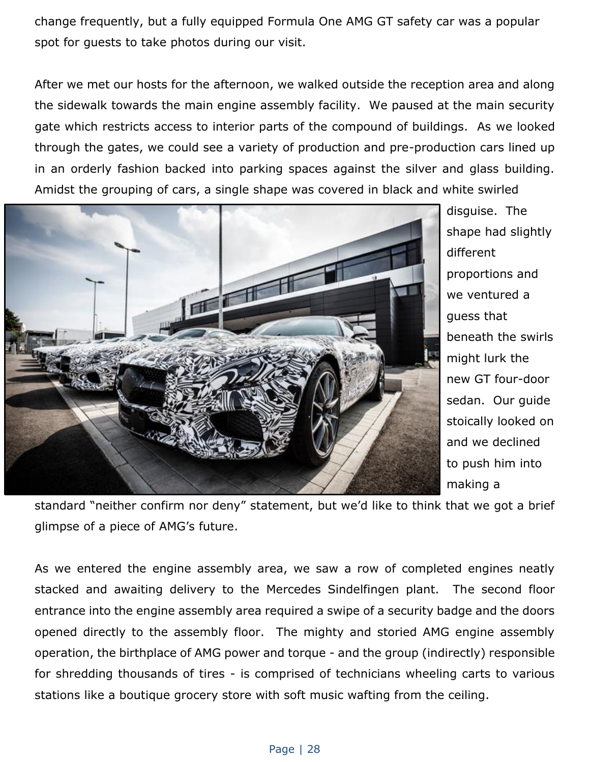change frequently, but a fully equipped Formula One AMG GT safety car was a popular spot for guests to take photos during our visit.

After we met our hosts for the afternoon, we walked outside the reception area and along the sidewalk towards the main engine assembly facility. We paused at the main security gate which restricts access to interior parts of the compound of buildings. As we looked through the gates, we could see a variety of production and pre-production cars lined up in an orderly fashion backed into parking spaces against the silver and glass building. Amidst the grouping of cars, a single shape was covered in black and white swirled disguise. The shape had slightly different proportions and we ventured a guess that beneath the swirls might lurk the new GT four-door sedan. Our guide stoically looked on and we declined to push him into making a standard "neither confirm nor deny" statement, but we'd like to think that we got a brief glimpse of a piece of AMG's future.

As we entered the engine assembly area, we saw a row of completed engines neatly stacked and awaiting delivery to the Mercedes Sindelfingen plant. The second floor entrance into the engine assembly area required a swipe of a security badge and the doors opened directly to the assembly floor. The mighty and storied AMG engine assembly operation, the birthplace of AMG power and torque - and the group (indirectly) responsible for shredding thousands of tires - is comprised of technicians wheeling carts to various stations like a boutique grocery store with soft music wafting from the ceiling.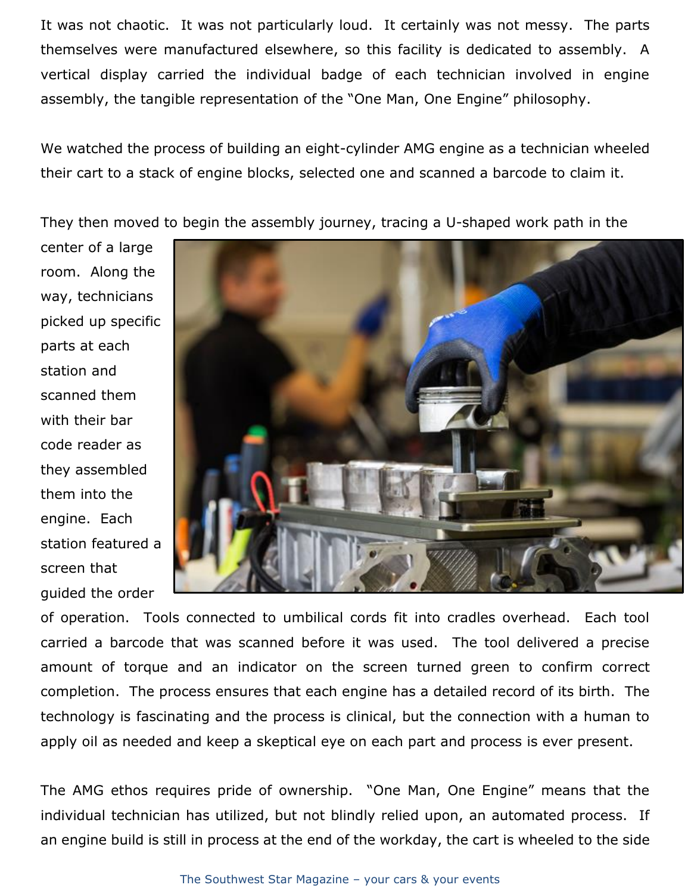It was not chaotic. It was not particularly loud. It certainly was not messy. The parts themselves were manufactured elsewhere, so this facility is dedicated to assembly. A vertical display carried the individual badge of each technician involved in engine assembly, the tangible representation of the "One Man, One Engine" philosophy.

We watched the process of building an eight-cylinder AMG engine as a technician wheeled their cart to a stack of engine blocks, selected one and scanned a barcode to claim it.

They then moved to begin the assembly journey, tracing a U-shaped work path in the center of a large room. Along the way, technicians picked up specific parts at each station and scanned them with their bar code reader as they assembled them into the engine. Each station featured a screen that guided the order of operation. Tools connected to umbilical cords fit into cradles overhead. Each tool carried a barcode that was scanned before it was used. The tool delivered a precise amount of torque and an indicator on the screen turned green to confirm correct completion. The process ensures that each engine has a detailed record of its birth. The technology is fascinating and the process is clinical, but the connection with a human to apply oil as needed and keep a skeptical eye on each part and process is ever present.

The AMG ethos requires pride of ownership. "One Man, One Engine" means that the individual technician has utilized, but not blindly relied upon, an automated process. If an engine build is still in process at the end of the workday, the cart is wheeled to the side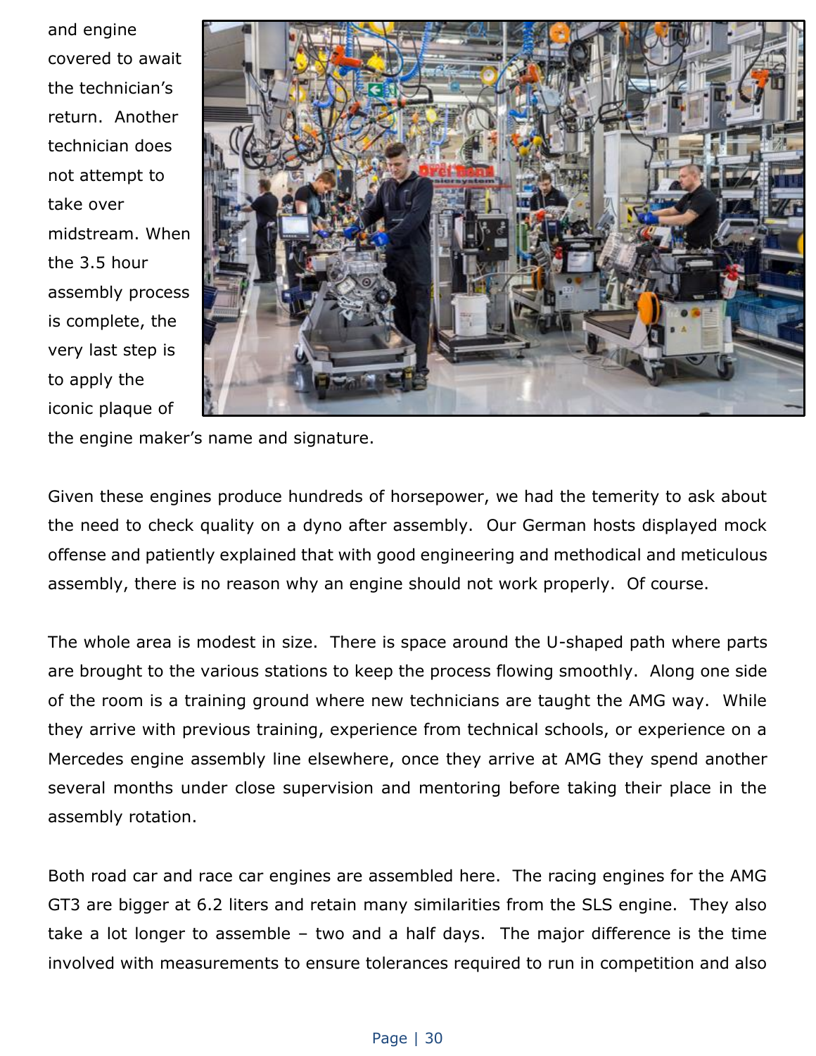and engine covered to await the technician's return. Another technician does not attempt to take over midstream. When the 3.5 hour assembly process is complete, the very last step is to apply the iconic plaque of the engine maker's name and signature.

Given these engines produce hundreds of horsepower, we had the temerity to ask about the need to check quality on a dyno after assembly. Our German hosts displayed mock offense and patiently explained that with good engineering and methodical and meticulous assembly, there is no reason why an engine should not work properly. Of course.

The whole area is modest in size. There is space around the U-shaped path where parts are brought to the various stations to keep the process flowing smoothly. Along one side of the room is a training ground where new technicians are taught the AMG way. While they arrive with previous training, experience from technical schools, or experience on a Mercedes engine assembly line elsewhere, once they arrive at AMG they spend another several months under close supervision and mentoring before taking their place in the assembly rotation.

Both road car and race car engines are assembled here. The racing engines for the AMG GT3 are bigger at 6.2 liters and retain many similarities from the SLS engine. They also take a lot longer to assemble – two and a half days. The major difference is the time involved with measurements to ensure tolerances required to run in competition and also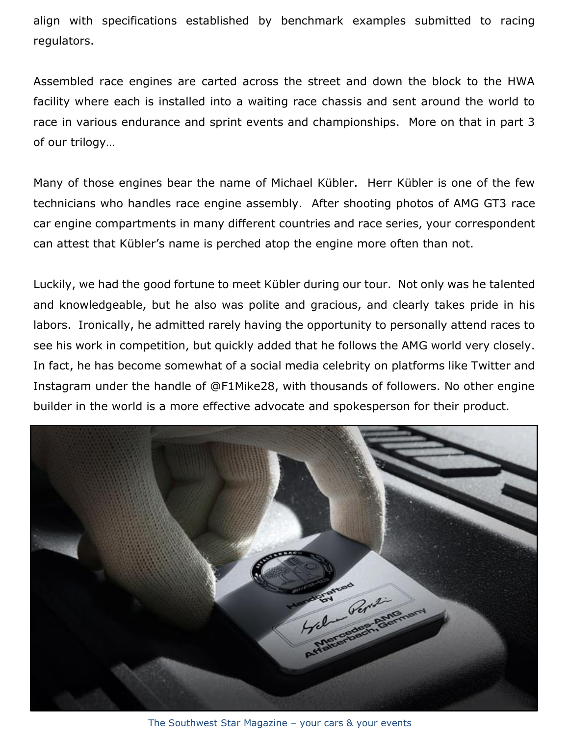align with specifications established by benchmark examples submitted to racing regulators.

Assembled race engines are carted across the street and down the block to the HWA facility where each is installed into a waiting race chassis and sent around the world to race in various endurance and sprint events and championships. More on that in part 3 of our trilogy…

Many of those engines bear the name of Michael Kübler. Herr Kübler is one of the few technicians who handles race engine assembly. After shooting photos of AMG GT3 race car engine compartments in many different countries and race series, your correspondent can attest that Kübler's name is perched atop the engine more often than not.

Luckily, we had the good fortune to meet Kübler during our tour. Not only was he talented and knowledgeable, but he also was polite and gracious, and clearly takes pride in his labors. Ironically, he admitted rarely having the opportunity to personally attend races to see his work in competition, but quickly added that he follows the AMG world very closely. In fact, he has become somewhat of a social media celebrity on platforms like Twitter and Instagram under the handle of @F1Mike28, with thousands of followers. No other engine builder in the world is a more effective advocate and spokesperson for their product.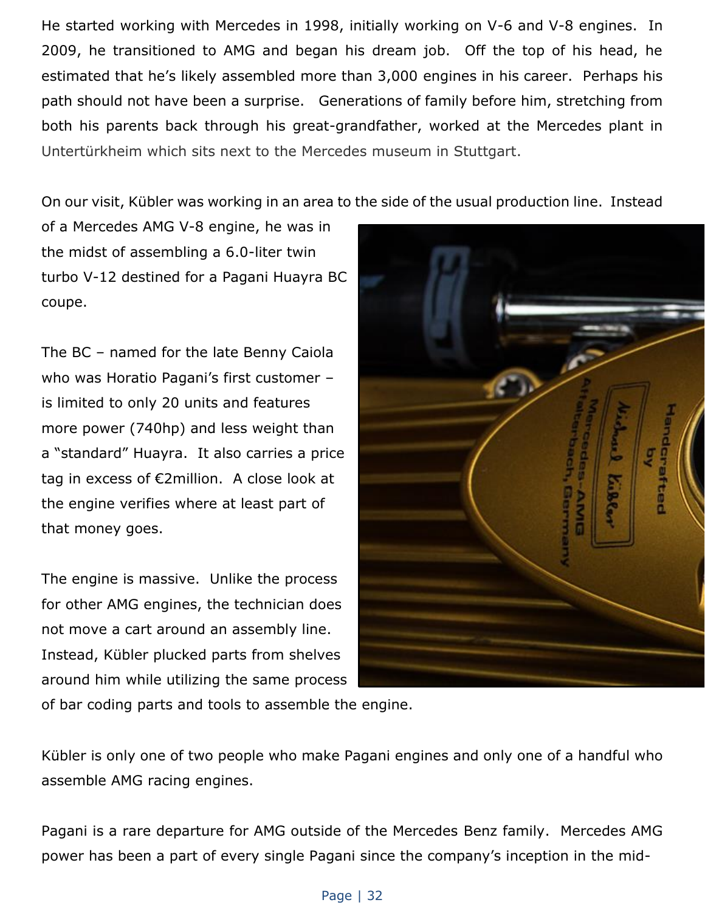He started working with Mercedes in 1998, initially working on V-6 and V-8 engines. In 2009, he transitioned to AMG and began his dream job. Off the top of his head, he estimated that he's likely assembled more than 3,000 engines in his career. Perhaps his path should not have been a surprise. Generations of family before him, stretching from both his parents back through his great-grandfather, worked at the Mercedes plant in Untertürkheim which sits next to the Mercedes museum in Stuttgart.

On our visit, Kübler was working in an area to the side of the usual production line. Instead of a Mercedes AMG V-8 engine, he was in the midst of assembling a 6.0-liter twin turbo V-12 destined for a Pagani Huayra BC coupe.

The BC – named for the late Benny Caiola who was Horatio Pagani's first customer – is limited to only 20 units and features more power (740hp) and less weight than a "standard" Huayra. It also carries a price tag in excess of €2million. A close look at the engine verifies where at least part of that money goes.

The engine is massive. Unlike the process for other AMG engines, the technician does not move a cart around an assembly line. Instead, Kübler plucked parts from shelves around him while utilizing the same process of bar coding parts and tools to assemble the engine.

Kübler is only one of two people who make Pagani engines and only one of a handful who assemble AMG racing engines.

Pagani is a rare departure for AMG outside of the Mercedes Benz family. Mercedes AMG power has been a part of every single Pagani since the company's inception in the mid-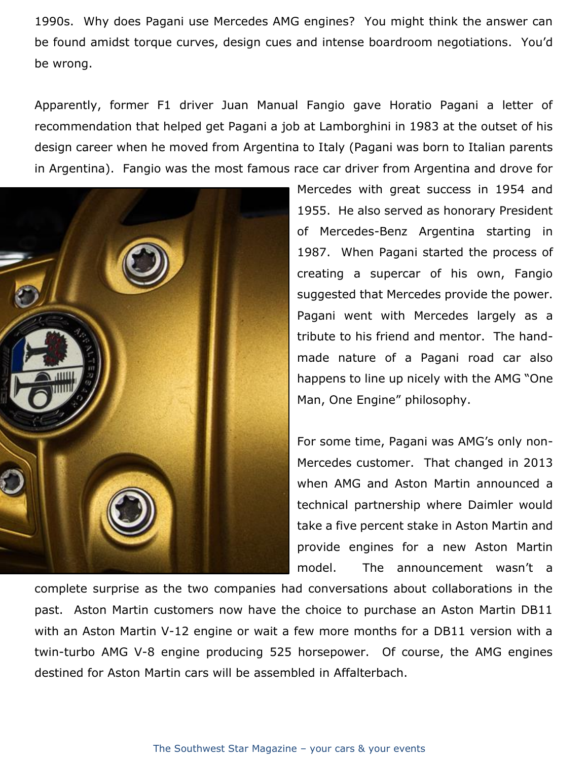1990s. Why does Pagani use Mercedes AMG engines? You might think the answer can be found amidst torque curves, design cues and intense boardroom negotiations. You'd be wrong.

Apparently, former F1 driver Juan Manual Fangio gave Horatio Pagani a letter of recommendation that helped get Pagani a job at Lamborghini in 1983 at the outset of his design career when he moved from Argentina to Italy (Pagani was born to Italian parents in Argentina). Fangio was the most famous race car driver from Argentina and drove for Mercedes with great success in 1954 and 1955. He also served as honorary President of Mercedes-Benz Argentina starting in 1987. When Pagani started the process of creating a supercar of his own, Fangio suggested that Mercedes provide the power. Pagani went with Mercedes largely as a tribute to his friend and mentor. The hand-made nature of a Pagani road car also happens to line up nicely with the AMG "One Man, One Engine" philosophy.

For some time, Pagani was AMG's only non-Mercedes customer. That changed in 2013 when AMG and Aston Martin announced a technical partnership where Daimler would take a five percent stake in Aston Martin and provide engines for a new Aston Martin model. The announcement wasn't a complete surprise as the two companies had conversations about collaborations in the past. Aston Martin customers now have the choice to purchase an Aston Martin DB11 with an Aston Martin V-12 engine or wait a few more months for a DB11 version with a twin-turbo AMG V-8 engine producing 525 horsepower. Of course, the AMG engines destined for Aston Martin cars will be assembled in Affalterbach.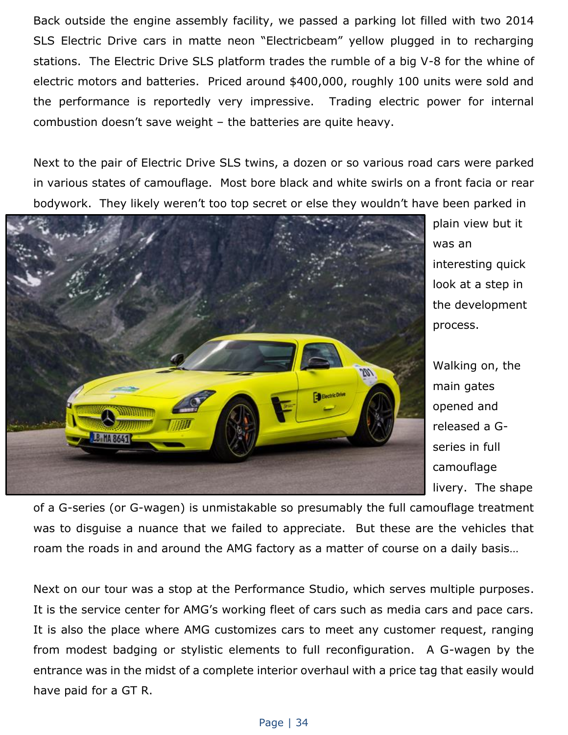Back outside the engine assembly facility, we passed a parking lot filled with two 2014 SLS Electric Drive cars in matte neon "Electricbeam" yellow plugged in to recharging stations. The Electric Drive SLS platform trades the rumble of a big V-8 for the whine of electric motors and batteries. Priced around $400,000, roughly 100 units were sold and the performance is reportedly very impressive. Trading electric power for internal combustion doesn't save weight – the batteries are quite heavy.

Next to the pair of Electric Drive SLS twins, a dozen or so various road cars were parked in various states of camouflage. Most bore black and white swirls on a front facia or rear bodywork. They likely weren't too top secret or else they wouldn't have been parked in plain view but it was an interesting quick look at a step in the development process.

Walking on, the main gates opened and released a G-series in full camouflage livery. The shape of a G-series (or G-wagen) is unmistakable so presumably the full camouflage treatment was to disguise a nuance that we failed to appreciate. But these are the vehicles that roam the roads in and around the AMG factory as a matter of course on a daily basis…

Next on our tour was a stop at the Performance Studio, which serves multiple purposes. It is the service center for AMG's working fleet of cars such as media cars and pace cars. It is also the place where AMG customizes cars to meet any customer request, ranging from modest badging or stylistic elements to full reconfiguration. A G-wagen by the entrance was in the midst of a complete interior overhaul with a price tag that easily would have paid for a GT R.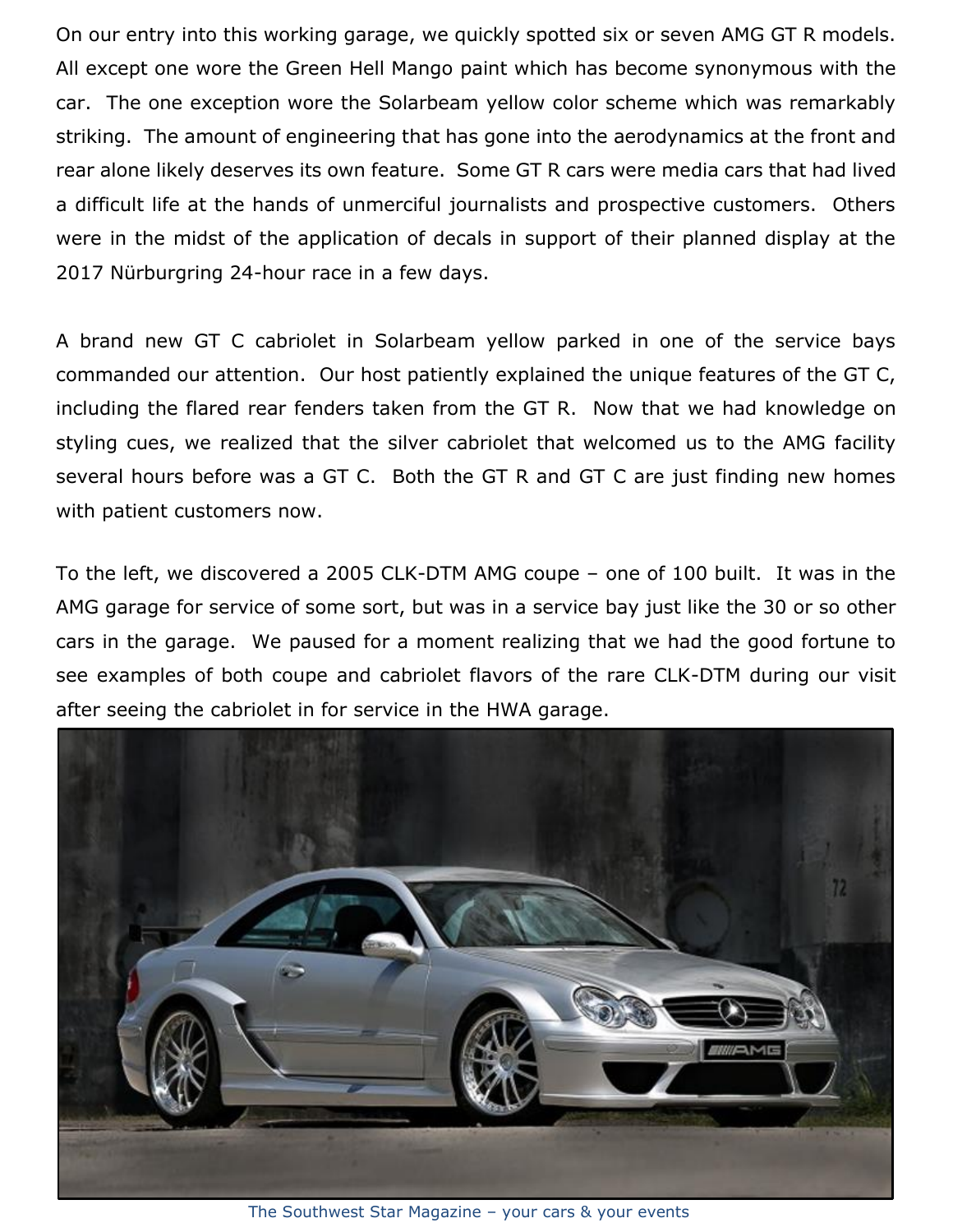On our entry into this working garage, we quickly spotted six or seven AMG GT R models. All except one wore the Green Hell Mango paint which has become synonymous with the car. The one exception wore the Solarbeam yellow color scheme which was remarkably striking. The amount of engineering that has gone into the aerodynamics at the front and rear alone likely deserves its own feature. Some GT R cars were media cars that had lived a difficult life at the hands of unmerciful journalists and prospective customers. Others were in the midst of the application of decals in support of their planned display at the 2017 Nürburgring 24-hour race in a few days.

A brand new GT C cabriolet in Solarbeam yellow parked in one of the service bays commanded our attention. Our host patiently explained the unique features of the GT C, including the flared rear fenders taken from the GT R. Now that we had knowledge on styling cues, we realized that the silver cabriolet that welcomed us to the AMG facility several hours before was a GT C. Both the GT R and GT C are just finding new homes with patient customers now.

To the left, we discovered a 2005 CLK-DTM AMG coupe – one of 100 built. It was in the AMG garage for service of some sort, but was in a service bay just like the 30 or so other cars in the garage. We paused for a moment realizing that we had the good fortune to see examples of both coupe and cabriolet flavors of the rare CLK-DTM during our visit after seeing the cabriolet in for service in the HWA garage.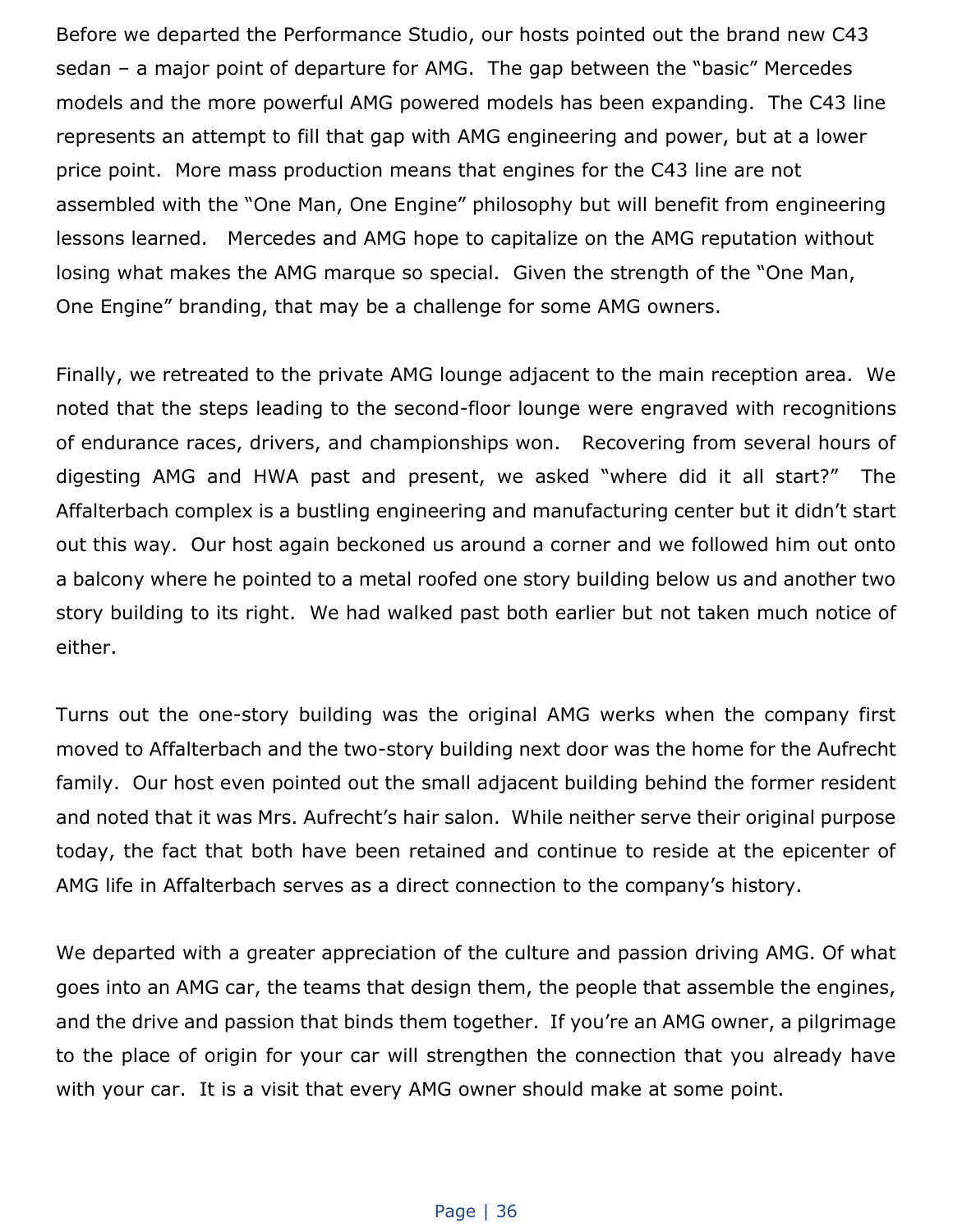Before we departed the Performance Studio, our hosts pointed out the brand new C43 sedan – a major point of departure for AMG. The gap between the "basic" Mercedes models and the more powerful AMG powered models has been expanding. The C43 line represents an attempt to fill that gap with AMG engineering and power, but at a lower price point. More mass production means that engines for the C43 line are not assembled with the "One Man, One Engine" philosophy but will benefit from engineering lessons learned. Mercedes and AMG hope to capitalize on the AMG reputation without losing what makes the AMG marque so special. Given the strength of the "One Man, One Engine" branding, that may be a challenge for some AMG owners.

Finally, we retreated to the private AMG lounge adjacent to the main reception area. We noted that the steps leading to the second-floor lounge were engraved with recognitions of endurance races, drivers, and championships won. Recovering from several hours of digesting AMG and HWA past and present, we asked "where did it all start?" The Affalterbach complex is a bustling engineering and manufacturing center but it didn't start out this way. Our host again beckoned us around a corner and we followed him out onto a balcony where he pointed to a metal roofed one story building below us and another two story building to its right. We had walked past both earlier but not taken much notice of either.

Turns out the one-story building was the original AMG werks when the company first moved to Affalterbach and the two-story building next door was the home for the Aufrecht family. Our host even pointed out the small adjacent building behind the former resident and noted that it was Mrs. Aufrecht's hair salon. While neither serve their original purpose today, the fact that both have been retained and continue to reside at the epicenter of AMG life in Affalterbach serves as a direct connection to the company's history.

We departed with a greater appreciation of the culture and passion driving AMG. Of what goes into an AMG car, the teams that design them, the people that assemble the engines, and the drive and passion that binds them together. If you're an AMG owner, a pilgrimage to the place of origin for your car will strengthen the connection that you already have with your car. It is a visit that every AMG owner should make at some point.